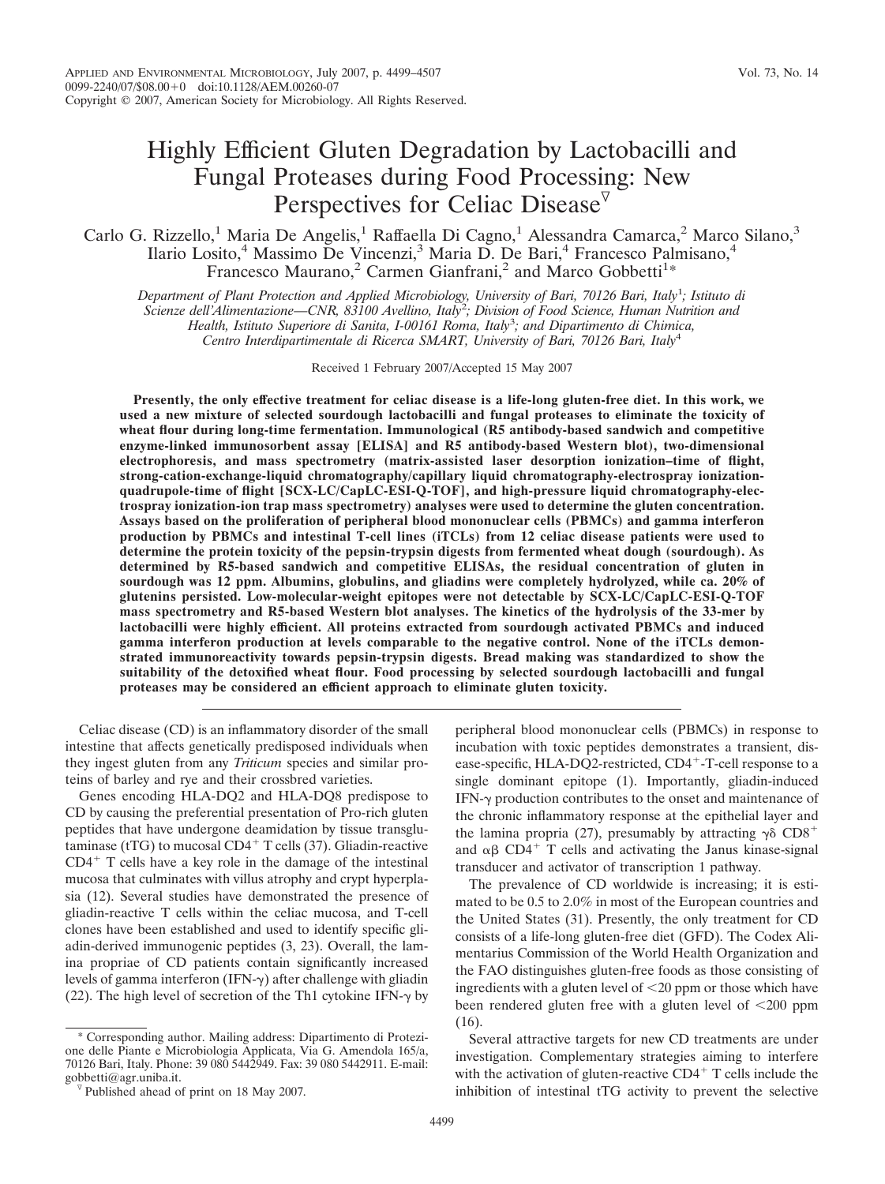# Highly Efficient Gluten Degradation by Lactobacilli and Fungal Proteases during Food Processing: New Perspectives for Celiac Disease[▽]

Carlo G. Rizzello,[1] Maria De Angelis,[1] Raffaella Di Cagno,[1] Alessandra Camarca,[2] Marco Silano,[3] Ilario Losito,[4] Massimo De Vincenzi,[3] Maria D. De Bari,[4] Francesco Palmisano,[4] Francesco Maurano,[2] Carmen Gianfrani,[2] and Marco Gobbetti[1]*

*Department of Plant Protection and Applied Microbiology, University of Bari, 70126 Bari, Italy[1]; Istituto di Scienze dell'Alimentazione—CNR, 83100 Avellino, Italy[2]; Division of Food Science, Human Nutrition and Health, Istituto Superiore di Sanita, I-00161 Roma, Italy[3]; and Dipartimento di Chimica, Centro Interdipartimentale di Ricerca SMART, University of Bari, 70126 Bari, Italy[4]*

Received 1 February 2007/Accepted 15 May 2007

**Presently, the only effective treatment for celiac disease is a life-long gluten-free diet. In this work, we used a new mixture of selected sourdough lactobacilli and fungal proteases to eliminate the toxicity of wheat flour during long-time fermentation. Immunological (R5 antibody-based sandwich and competitive enzyme-linked immunosorbent assay [ELISA] and R5 antibody-based Western blot), two-dimensional electrophoresis, and mass spectrometry (matrix-assisted laser desorption ionization–time of flight, strong-cation-exchange-liquid chromatography/capillary liquid chromatography-electrospray ionization-quadrupole-time of flight [SCX-LC/CapLC-ESI-Q-TOF], and high-pressure liquid chromatography-electrospray ionization-ion trap mass spectrometry) analyses were used to determine the gluten concentration. Assays based on the proliferation of peripheral blood mononuclear cells (PBMCs) and gamma interferon production by PBMCs and intestinal T-cell lines (iTCLs) from 12 celiac disease patients were used to determine the protein toxicity of the pepsin-trypsin digests from fermented wheat dough (sourdough). As determined by R5-based sandwich and competitive ELISAs, the residual concentration of gluten in sourdough was 12 ppm. Albumins, globulins, and gliadins were completely hydrolyzed, while ca. 20% of glutenins persisted. Low-molecular-weight epitopes were not detectable by SCX-LC/CapLC-ESI-Q-TOF mass spectrometry and R5-based Western blot analyses. The kinetics of the hydrolysis of the 33-mer by lactobacilli were highly efficient. All proteins extracted from sourdough activated PBMCs and induced gamma interferon production at levels comparable to the negative control. None of the iTCLs demonstrated immunoreactivity towards pepsin-trypsin digests. Bread making was standardized to show the suitability of the detoxified wheat flour. Food processing by selected sourdough lactobacilli and fungal proteases may be considered an efficient approach to eliminate gluten toxicity.**

Celiac disease (CD) is an inflammatory disorder of the small intestine that affects genetically predisposed individuals when they ingest gluten from any *Triticum* species and similar proteins of barley and rye and their crossbred varieties.

Genes encoding HLA-DQ2 and HLA-DQ8 predispose to CD by causing the preferential presentation of Pro-rich gluten peptides that have undergone deamidation by tissue transglutaminase (tTG) to mucosal $CD4^+$ T cells (37). Gliadin-reactive $CD4^+$ T cells have a key role in the damage of the intestinal mucosa that culminates with villus atrophy and crypt hyperplasia (12). Several studies have demonstrated the presence of gliadin-reactive T cells within the celiac mucosa, and T-cell clones have been established and used to identify specific gliadin-derived immunogenic peptides (3, 23). Overall, the lamina propriae of CD patients contain significantly increased levels of gamma interferon (IFN-$\gamma$) after challenge with gliadin (22). The high level of secretion of the Th1 cytokine IFN-$\gamma$ by peripheral blood mononuclear cells (PBMCs) in response to incubation with toxic peptides demonstrates a transient, disease-specific, HLA-DQ2-restricted, $CD4^+$-T-cell response to a single dominant epitope (1). Importantly, gliadin-induced IFN-$\gamma$ production contributes to the onset and maintenance of the chronic inflammatory response at the epithelial layer and the lamina propria (27), presumably by attracting $\gamma\delta$ $CD8^+$ and $\alpha\beta$ $CD4^+$ T cells and activating the Janus kinase-signal transducer and activator of transcription 1 pathway.

The prevalence of CD worldwide is increasing; it is estimated to be 0.5 to 2.0% in most of the European countries and the United States (31). Presently, the only treatment for CD consists of a life-long gluten-free diet (GFD). The Codex Alimentarius Commission of the World Health Organization and the FAO distinguishes gluten-free foods as those consisting of ingredients with a gluten level of <20 ppm or those which have been rendered gluten free with a gluten level of <200 ppm (16).

Several attractive targets for new CD treatments are under investigation. Complementary strategies aiming to interfere with the activation of gluten-reactive $CD4^+$ T cells include the inhibition of intestinal tTG activity to prevent the selective

\* Corresponding author. Mailing address: Dipartimento di Protezione delle Piante e Microbiologia Applicata, Via G. Amendola 165/a, 70126 Bari, Italy. Phone: 39 080 5442949. Fax: 39 080 5442911. E-mail: gobbetti@agr.uniba.it.

▽ Published ahead of print on 18 May 2007.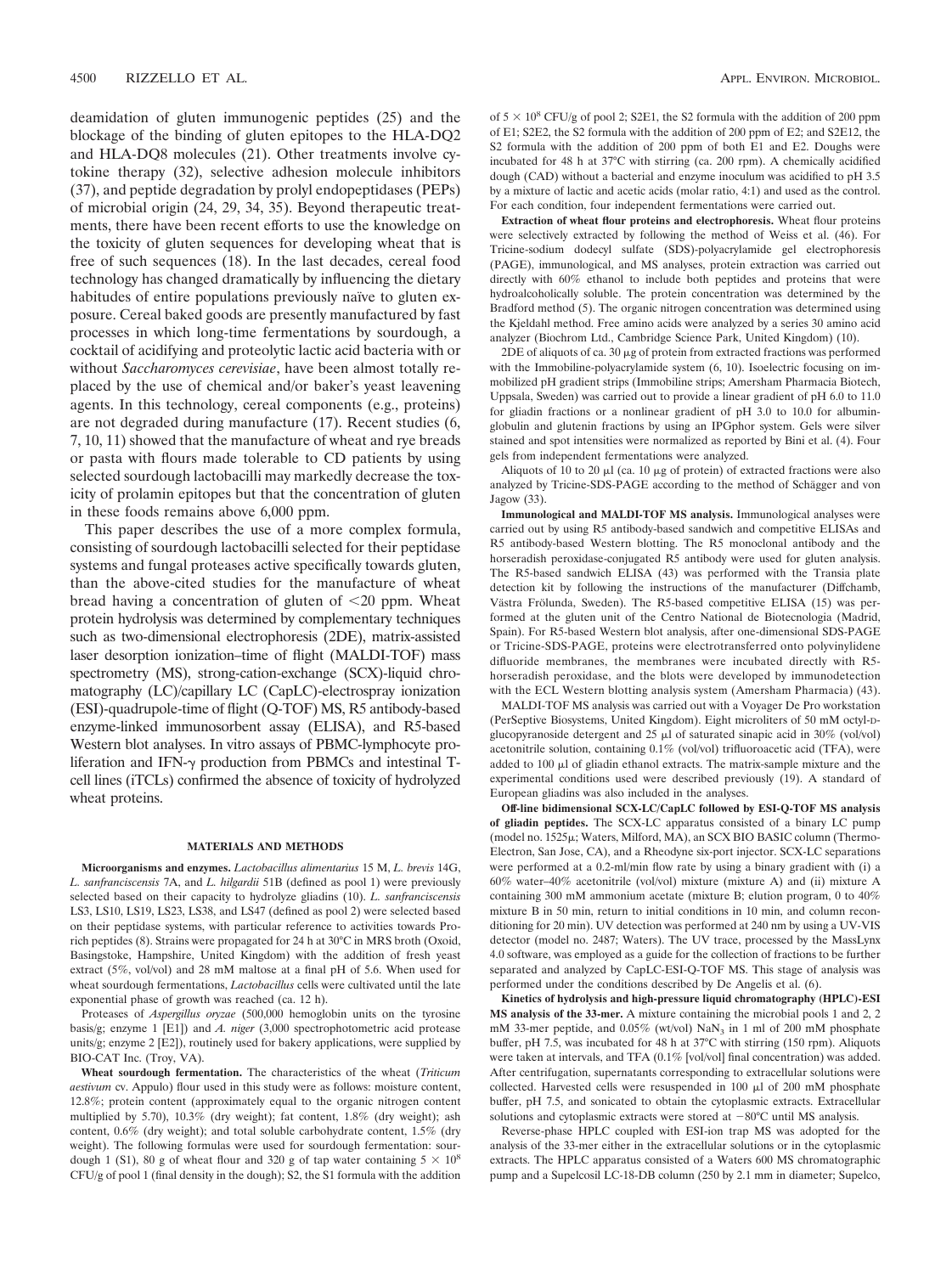deamidation of gluten immunogenic peptides (25) and the blockage of the binding of gluten epitopes to the HLA-DQ2 and HLA-DQ8 molecules (21). Other treatments involve cytokine therapy (32), selective adhesion molecule inhibitors (37), and peptide degradation by prolyl endopeptidases (PEPs) of microbial origin (24, 29, 34, 35). Beyond therapeutic treatments, there have been recent efforts to use the knowledge on the toxicity of gluten sequences for developing wheat that is free of such sequences (18). In the last decades, cereal food technology has changed dramatically by influencing the dietary habitudes of entire populations previously naïve to gluten exposure. Cereal baked goods are presently manufactured by fast processes in which long-time fermentations by sourdough, a cocktail of acidifying and proteolytic lactic acid bacteria with or without *Saccharomyces cerevisiae*, have been almost totally replaced by the use of chemical and/or baker's yeast leavening agents. In this technology, cereal components (e.g., proteins) are not degraded during manufacture (17). Recent studies (6, 7, 10, 11) showed that the manufacture of wheat and rye breads or pasta with flours made tolerable to CD patients by using selected sourdough lactobacilli may markedly decrease the toxicity of prolamin epitopes but that the concentration of gluten in these foods remains above 6,000 ppm.

This paper describes the use of a more complex formula, consisting of sourdough lactobacilli selected for their peptidase systems and fungal proteases active specifically towards gluten, than the above-cited studies for the manufacture of wheat bread having a concentration of gluten of <20 ppm. Wheat protein hydrolysis was determined by complementary techniques such as two-dimensional electrophoresis (2DE), matrix-assisted laser desorption ionization–time of flight (MALDI-TOF) mass spectrometry (MS), strong-cation-exchange (SCX)-liquid chromatography (LC)/capillary LC (CapLC)-electrospray ionization (ESI)-quadrupole-time of flight (Q-TOF) MS, R5 antibody-based enzyme-linked immunosorbent assay (ELISA), and R5-based Western blot analyses. In vitro assays of PBMC-lymphocyte proliferation and IFN-γ production from PBMCs and intestinal T-cell lines (iTCLs) confirmed the absence of toxicity of hydrolyzed wheat proteins.

## MATERIALS AND METHODS

**Microorganisms and enzymes.** *Lactobacillus alimentarius* 15 M, *L. brevis* 14G, *L. sanfranciscensis* 7A, and *L. hilgardii* 51B (defined as pool 1) were previously selected based on their capacity to hydrolyze gliadins (10). *L. sanfranciscensis* LS3, LS10, LS19, LS23, LS38, and LS47 (defined as pool 2) were selected based on their peptidase systems, with particular reference to activities towards Pro-rich peptides (8). Strains were propagated for 24 h at 30°C in MRS broth (Oxoid, Basingstoke, Hampshire, United Kingdom) with the addition of fresh yeast extract (5%, vol/vol) and 28 mM maltose at a final pH of 5.6. When used for wheat sourdough fermentations, *Lactobacillus* cells were cultivated until the late exponential phase of growth was reached (ca. 12 h).

Proteases of *Aspergillus oryzae* (500,000 hemoglobin units on the tyrosine basis/g; enzyme 1 [E1]) and *A. niger* (3,000 spectrophotometric acid protease units/g; enzyme 2 [E2]), routinely used for bakery applications, were supplied by BIO-CAT Inc. (Troy, VA).

**Wheat sourdough fermentation.** The characteristics of the wheat (*Triticum aestivum* cv. Appulo) flour used in this study were as follows: moisture content, 12.8%; protein content (approximately equal to the organic nitrogen content multiplied by 5.70), 10.3% (dry weight); fat content, 1.8% (dry weight); ash content, 0.6% (dry weight); and total soluble carbohydrate content, 1.5% (dry weight). The following formulas were used for sourdough fermentation: sourdough 1 (S1), 80 g of wheat flour and 320 g of tap water containing $5 \times 10^8$ CFU/g of pool 1 (final density in the dough); S2, the S1 formula with the addition of $5 \times 10^8$ CFU/g of pool 2; S2E1, the S2 formula with the addition of 200 ppm of E1; S2E2, the S2 formula with the addition of 200 ppm of E2; and S2E12, the S2 formula with the addition of 200 ppm of both E1 and E2. Doughs were incubated for 48 h at 37°C with stirring (ca. 200 rpm). A chemically acidified dough (CAD) without a bacterial and enzyme inoculum was acidified to pH 3.5 by a mixture of lactic and acetic acids (molar ratio, 4:1) and used as the control. For each condition, four independent fermentations were carried out.

**Extraction of wheat flour proteins and electrophoresis.** Wheat flour proteins were selectively extracted by following the method of Weiss et al. (46). For Tricine-sodium dodecyl sulfate (SDS)-polyacrylamide gel electrophoresis (PAGE), immunological, and MS analyses, protein extraction was carried out directly with 60% ethanol to include both peptides and proteins that were hydroalcoholically soluble. The protein concentration was determined by the Bradford method (5). The organic nitrogen concentration was determined using the Kjeldahl method. Free amino acids were analyzed by a series 30 amino acid analyzer (Biochrom Ltd., Cambridge Science Park, United Kingdom) (10).

2DE of aliquots of ca. 30 μg of protein from extracted fractions was performed with the Immobiline-polyacrylamide system (6, 10). Isoelectric focusing on immobilized pH gradient strips (Immobiline strips; Amersham Pharmacia Biotech, Uppsala, Sweden) was carried out to provide a linear gradient of pH 6.0 to 11.0 for gliadin fractions or a nonlinear gradient of pH 3.0 to 10.0 for albumin-globulin and glutenin fractions by using an IPGphor system. Gels were silver stained and spot intensities were normalized as reported by Bini et al. (4). Four gels from independent fermentations were analyzed.

Aliquots of 10 to 20 μl (ca. 10 μg of protein) of extracted fractions were also analyzed by Tricine-SDS-PAGE according to the method of Schägger and von Jagow (33).

**Immunological and MALDI-TOF MS analysis.** Immunological analyses were carried out by using R5 antibody-based sandwich and competitive ELISAs and R5 antibody-based Western blotting. The R5 monoclonal antibody and the horseradish peroxidase-conjugated R5 antibody were used for gluten analysis. The R5-based sandwich ELISA (43) was performed with the Transia plate detection kit by following the instructions of the manufacturer (Diffchamb, Västra Frölunda, Sweden). The R5-based competitive ELISA (15) was performed at the gluten unit of the Centro National de Biotecnologia (Madrid, Spain). For R5-based Western blot analysis, after one-dimensional SDS-PAGE or Tricine-SDS-PAGE, proteins were electrotransferred onto polyvinylidene difluoride membranes, the membranes were incubated directly with R5-horseradish peroxidase, and the blots were developed by immunodetection with the ECL Western blotting analysis system (Amersham Pharmacia) (43).

MALDI-TOF MS analysis was carried out with a Voyager De Pro workstation (PerSeptive Biosystems, United Kingdom). Eight microliters of 50 mM octyl-D-glucopyranoside detergent and 25 μl of saturated sinapic acid in 30% (vol/vol) acetonitrile solution, containing 0.1% (vol/vol) trifluoroacetic acid (TFA), were added to 100 μl of gliadin ethanol extracts. The matrix-sample mixture and the experimental conditions used were described previously (19). A standard of European gliadins was also included in the analyses.

**Off-line bidimensional SCX-LC/CapLC followed by ESI-Q-TOF MS analysis of gliadin peptides.** The SCX-LC apparatus consisted of a binary LC pump (model no. 1525μ; Waters, Milford, MA), an SCX BIO BASIC column (Thermo-Electron, San Jose, CA), and a Rheodyne six-port injector. SCX-LC separations were performed at a 0.2-ml/min flow rate by using a binary gradient with (i) a 60% water–40% acetonitrile (vol/vol) mixture (mixture A) and (ii) mixture A containing 300 mM ammonium acetate (mixture B; elution program, 0 to 40% mixture B in 50 min, return to initial conditions in 10 min, and column reconditioning for 20 min). UV detection was performed at 240 nm by using a UV-VIS detector (model no. 2487; Waters). The UV trace, processed by the MassLynx 4.0 software, was employed as a guide for the collection of fractions to be further separated and analyzed by CapLC-ESI-Q-TOF MS. This stage of analysis was performed under the conditions described by De Angelis et al. (6).

**Kinetics of hydrolysis and high-pressure liquid chromatography (HPLC)-ESI MS analysis of the 33-mer.** A mixture containing the microbial pools 1 and 2, 2 mM 33-mer peptide, and 0.05% (wt/vol) $NaN_3$ in 1 ml of 200 mM phosphate buffer, pH 7.5, was incubated for 48 h at 37°C with stirring (150 rpm). Aliquots were taken at intervals, and TFA (0.1% [vol/vol] final concentration) was added. After centrifugation, supernatants corresponding to extracellular solutions were collected. Harvested cells were resuspended in 100 μl of 200 mM phosphate buffer, pH 7.5, and sonicated to obtain the cytoplasmic extracts. Extracellular solutions and cytoplasmic extracts were stored at −80°C until MS analysis.

Reverse-phase HPLC coupled with ESI-ion trap MS was adopted for the analysis of the 33-mer either in the extracellular solutions or in the cytoplasmic extracts. The HPLC apparatus consisted of a Waters 600 MS chromatographic pump and a Supelcosil LC-18-DB column (250 by 2.1 mm in diameter; Supelco,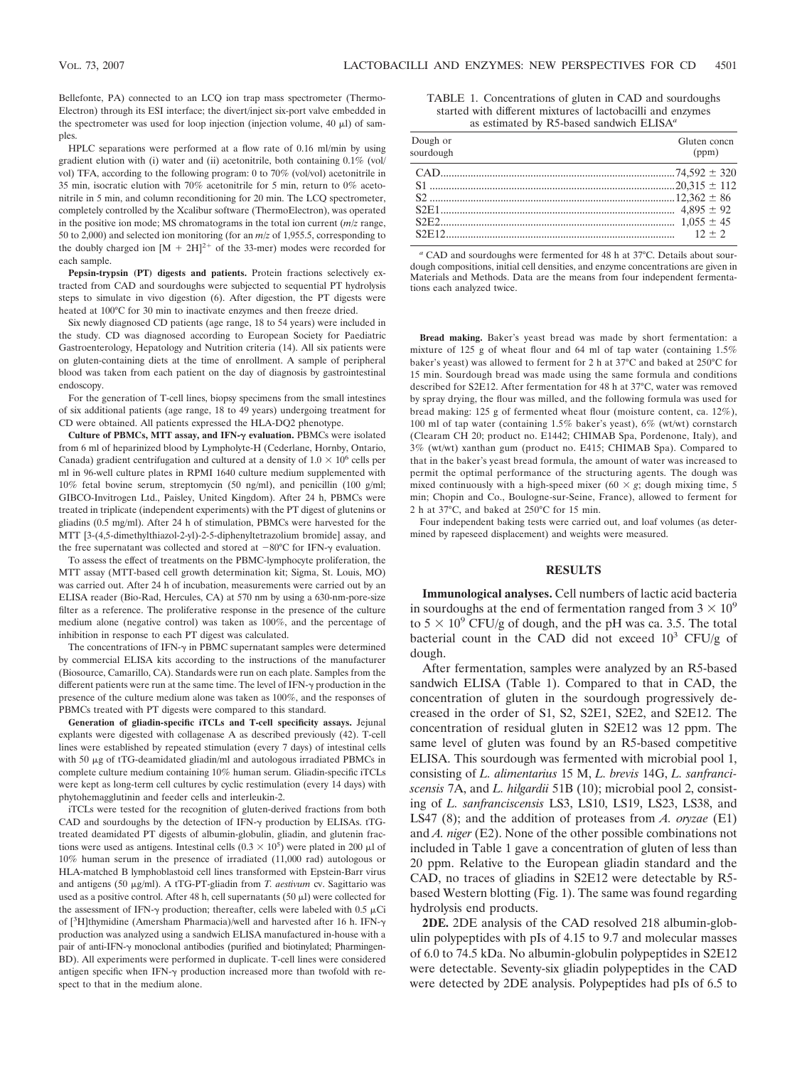Bellefonte, PA) connected to an LCQ ion trap mass spectrometer (ThermoElectron) through its ESI interface; the divert/inject six-port valve embedded in the spectrometer was used for loop injection (injection volume, 40 μl) of samples.

HPLC separations were performed at a flow rate of 0.16 ml/min by using gradient elution with (i) water and (ii) acetonitrile, both containing 0.1% (vol/vol) TFA, according to the following program: 0 to 70% (vol/vol) acetonitrile in 35 min, isocratic elution with 70% acetonitrile for 5 min, return to 0% acetonitrile in 5 min, and column reconditioning for 20 min. The LCQ spectrometer, completely controlled by the Xcalibur software (ThermoElectron), was operated in the positive ion mode; MS chromatograms in the total ion current (*m/z* range, 50 to 2,000) and selected ion monitoring (for an *m/z* of 1,955.5, corresponding to the doubly charged ion $[M + 2H]^{2+}$ of the 33-mer) modes were recorded for each sample.

**Pepsin-trypsin (PT) digests and patients.** Protein fractions selectively extracted from CAD and sourdoughs were subjected to sequential PT hydrolysis steps to simulate in vivo digestion (6). After digestion, the PT digests were heated at 100°C for 30 min to inactivate enzymes and then freeze dried.

Six newly diagnosed CD patients (age range, 18 to 54 years) were included in the study. CD was diagnosed according to European Society for Paediatric Gastroenterology, Hepatology and Nutrition criteria (14). All six patients were on gluten-containing diets at the time of enrollment. A sample of peripheral blood was taken from each patient on the day of diagnosis by gastrointestinal endoscopy.

For the generation of T-cell lines, biopsy specimens from the small intestines of six additional patients (age range, 18 to 49 years) undergoing treatment for CD were obtained. All patients expressed the HLA-DQ2 phenotype.

**Culture of PBMCs, MTT assay, and IFN-γ evaluation.** PBMCs were isolated from 6 ml of heparinized blood by Lympholyte-H (Cederlane, Hornby, Ontario, Canada) gradient centrifugation and cultured at a density of $1.0 \times 10^6$ cells per ml in 96-well culture plates in RPMI 1640 culture medium supplemented with 10% fetal bovine serum, streptomycin (50 ng/ml), and penicillin (100 g/ml; GIBCO-Invitrogen Ltd., Paisley, United Kingdom). After 24 h, PBMCs were treated in triplicate (independent experiments) with the PT digest of glutenins or gliadins (0.5 mg/ml). After 24 h of stimulation, PBMCs were harvested for the MTT [3-(4,5-dimethylthiazol-2-yl)-2-5-diphenyltetrazolium bromide] assay, and the free supernatant was collected and stored at −80°C for IFN-γ evaluation.

To assess the effect of treatments on the PBMC-lymphocyte proliferation, the MTT assay (MTT-based cell growth determination kit; Sigma, St. Louis, MO) was carried out. After 24 h of incubation, measurements were carried out by an ELISA reader (Bio-Rad, Hercules, CA) at 570 nm by using a 630-nm-pore-size filter as a reference. The proliferative response in the presence of the culture medium alone (negative control) was taken as 100%, and the percentage of inhibition in response to each PT digest was calculated.

The concentrations of IFN-γ in PBMC supernatant samples were determined by commercial ELISA kits according to the instructions of the manufacturer (Biosource, Camarillo, CA). Standards were run on each plate. Samples from the different patients were run at the same time. The level of IFN-γ production in the presence of the culture medium alone was taken as 100%, and the responses of PBMCs treated with PT digests were compared to this standard.

**Generation of gliadin-specific iTCLs and T-cell specificity assays.** Jejunal explants were digested with collagenase A as described previously (42). T-cell lines were established by repeated stimulation (every 7 days) of intestinal cells with 50 μg of tTG-deamidated gliadin/ml and autologous irradiated PBMCs in complete culture medium containing 10% human serum. Gliadin-specific iTCLs were kept as long-term cell cultures by cyclic restimulation (every 14 days) with phytohemagglutinin and feeder cells and interleukin-2.

iTCLs were tested for the recognition of gluten-derived fractions from both CAD and sourdoughs by the detection of IFN-γ production by ELISAs. tTG-treated deamidated PT digests of albumin-globulin, gliadin, and glutenin fractions were used as antigens. Intestinal cells ($0.3 \times 10^5$) were plated in 200 μl of 10% human serum in the presence of irradiated (11,000 rad) autologous or HLA-matched B lymphoblastoid cell lines transformed with Epstein-Barr virus and antigens (50 μg/ml). A tTG-PT-gliadin from *T. aestivum* cv. Sagittario was used as a positive control. After 48 h, cell supernatants (50 μl) were collected for the assessment of IFN-γ production; thereafter, cells were labeled with 0.5 μCi of [$^3$H]thymidine (Amersham Pharmacia)/well and harvested after 16 h. IFN-γ production was analyzed using a sandwich ELISA manufactured in-house with a pair of anti-IFN-γ monoclonal antibodies (purified and biotinylated; Pharmingen-BD). All experiments were performed in duplicate. T-cell lines were considered antigen specific when IFN-γ production increased more than twofold with respect to that in the medium alone.

TABLE 1. Concentrations of gluten in CAD and sourdoughs started with different mixtures of lactobacilli and enzymes as estimated by R5-based sandwich ELISA[a]

| Dough or sourdough | Gluten concn (ppm) |
|---|---|
| CAD | 74,592 ± 320 |
| S1 | 20,315 ± 112 |
| S2 | 12,362 ± 86 |
| S2E1 | 4,895 ± 92 |
| S2E2 | 1,055 ± 45 |
| S2E12 | 12 ± 2 |

[a] CAD and sourdoughs were fermented for 48 h at 37°C. Details about sourdough compositions, initial cell densities, and enzyme concentrations are given in Materials and Methods. Data are the means from four independent fermentations each analyzed twice.

**Bread making.** Baker's yeast bread was made by short fermentation: a mixture of 125 g of wheat flour and 64 ml of tap water (containing 1.5% baker's yeast) was allowed to ferment for 2 h at 37°C and baked at 250°C for 15 min. Sourdough bread was made using the same formula and conditions described for S2E12. After fermentation for 48 h at 37°C, water was removed by spray drying, the flour was milled, and the following formula was used for bread making: 125 g of fermented wheat flour (moisture content, ca. 12%), 100 ml of tap water (containing 1.5% baker's yeast), 6% (wt/wt) cornstarch (Clearam CH 20; product no. E1442; CHIMAB Spa, Pordenone, Italy), and 3% (wt/wt) xanthan gum (product no. E415; CHIMAB Spa). Compared to that in the baker's yeast bread formula, the amount of water was increased to permit the optimal performance of the structuring agents. The dough was mixed continuously with a high-speed mixer (60 × *g*; dough mixing time, 5 min; Chopin and Co., Boulogne-sur-Seine, France), allowed to ferment for 2 h at 37°C, and baked at 250°C for 15 min.

Four independent baking tests were carried out, and loaf volumes (as determined by rapeseed displacement) and weights were measured.

## RESULTS

**Immunological analyses.** Cell numbers of lactic acid bacteria in sourdoughs at the end of fermentation ranged from $3 \times 10^9$ to $5 \times 10^9$ CFU/g of dough, and the pH was ca. 3.5. The total bacterial count in the CAD did not exceed $10^3$ CFU/g of dough.

After fermentation, samples were analyzed by an R5-based sandwich ELISA (Table 1). Compared to that in CAD, the concentration of gluten in the sourdough progressively decreased in the order of S1, S2, S2E1, S2E2, and S2E12. The concentration of residual gluten in S2E12 was 12 ppm. The same level of gluten was found by an R5-based competitive ELISA. This sourdough was fermented with microbial pool 1, consisting of *L. alimentarius* 15 M, *L. brevis* 14G, *L. sanfranciscensis* 7A, and *L. hilgardii* 51B (10); microbial pool 2, consisting of *L. sanfranciscensis* LS3, LS10, LS19, LS23, LS38, and LS47 (8); and the addition of proteases from *A. oryzae* (E1) and *A. niger* (E2). None of the other possible combinations not included in Table 1 gave a concentration of gluten of less than 20 ppm. Relative to the European gliadin standard and the CAD, no traces of gliadins in S2E12 were detectable by R5-based Western blotting (Fig. 1). The same was found regarding hydrolysis end products.

**2DE.** 2DE analysis of the CAD resolved 218 albumin-globulin polypeptides with pIs of 4.15 to 9.7 and molecular masses of 6.0 to 74.5 kDa. No albumin-globulin polypeptides in S2E12 were detectable. Seventy-six gliadin polypeptides in the CAD were detected by 2DE analysis. Polypeptides had pIs of 6.5 to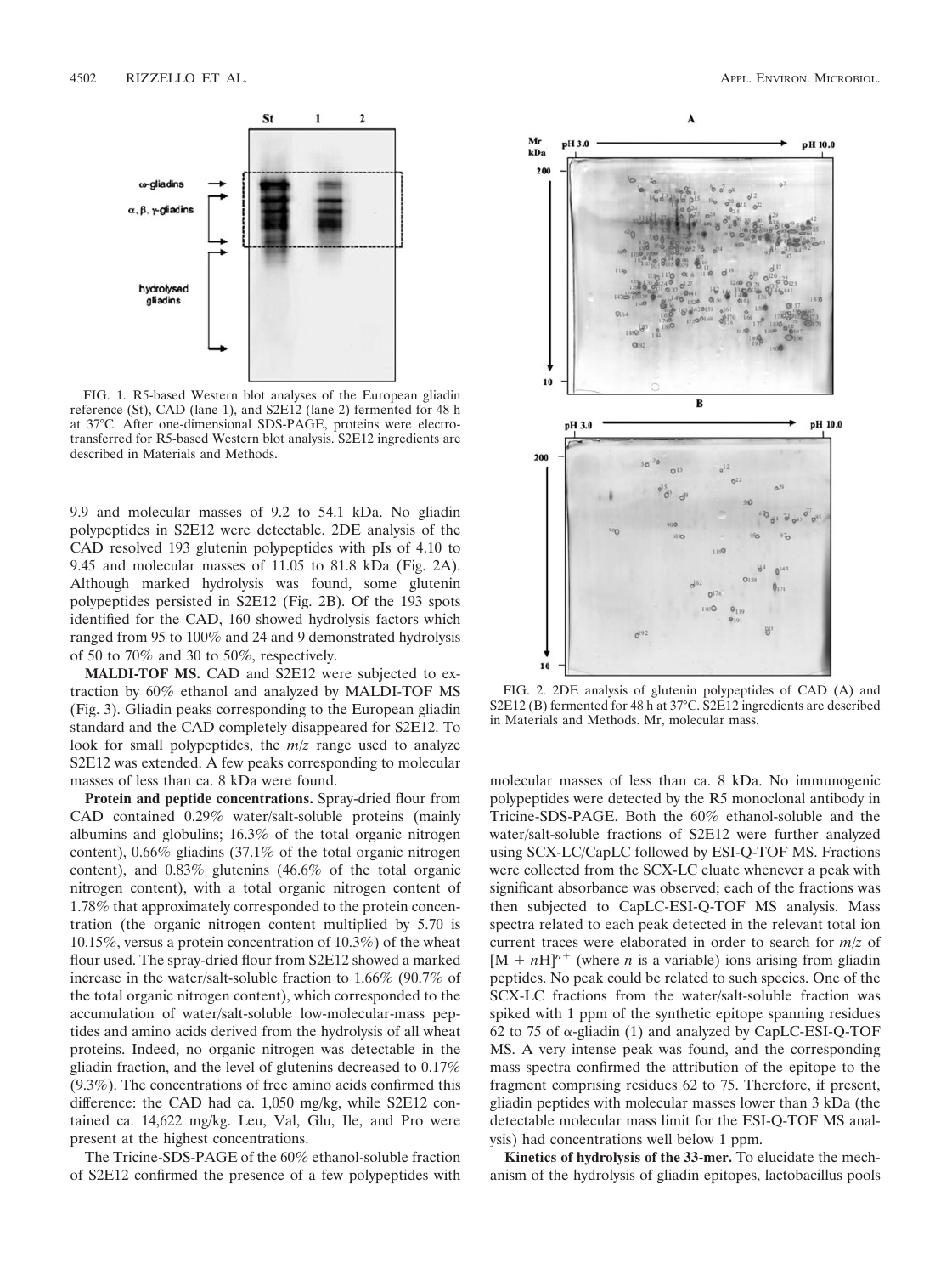FIG. 1. R5-based Western blot analyses of the European gliadin reference (St), CAD (lane 1), and S2E12 (lane 2) fermented for 48 h at 37°C. After one-dimensional SDS-PAGE, proteins were electrotransferred for R5-based Western blot analysis. S2E12 ingredients are described in Materials and Methods.

9.9 and molecular masses of 9.2 to 54.1 kDa. No gliadin polypeptides in S2E12 were detectable. 2DE analysis of the CAD resolved 193 glutenin polypeptides with pIs of 4.10 to 9.45 and molecular masses of 11.05 to 81.8 kDa (Fig. 2A). Although marked hydrolysis was found, some glutenin polypeptides persisted in S2E12 (Fig. 2B). Of the 193 spots identified for the CAD, 160 showed hydrolysis factors which ranged from 95 to 100% and 24 and 9 demonstrated hydrolysis of 50 to 70% and 30 to 50%, respectively.

**MALDI-TOF MS.** CAD and S2E12 were subjected to extraction by 60% ethanol and analyzed by MALDI-TOF MS (Fig. 3). Gliadin peaks corresponding to the European gliadin standard and the CAD completely disappeared for S2E12. To look for small polypeptides, the *m/z* range used to analyze S2E12 was extended. A few peaks corresponding to molecular masses of less than ca. 8 kDa were found.

**Protein and peptide concentrations.** Spray-dried flour from CAD contained 0.29% water/salt-soluble proteins (mainly albumins and globulins; 16.3% of the total organic nitrogen content), 0.66% gliadins (37.1% of the total organic nitrogen content), and 0.83% glutenins (46.6% of the total organic nitrogen content), with a total organic nitrogen content of 1.78% that approximately corresponded to the protein concentration (the organic nitrogen content multiplied by 5.70 is 10.15%, versus a protein concentration of 10.3%) of the wheat flour used. The spray-dried flour from S2E12 showed a marked increase in the water/salt-soluble fraction to 1.66% (90.7% of the total organic nitrogen content), which corresponded to the accumulation of water/salt-soluble low-molecular-mass peptides and amino acids derived from the hydrolysis of all wheat proteins. Indeed, no organic nitrogen was detectable in the gliadin fraction, and the level of glutenins decreased to 0.17% (9.3%). The concentrations of free amino acids confirmed this difference: the CAD had ca. 1,050 mg/kg, while S2E12 contained ca. 14,622 mg/kg. Leu, Val, Glu, Ile, and Pro were present at the highest concentrations.

The Tricine-SDS-PAGE of the 60% ethanol-soluble fraction of S2E12 confirmed the presence of a few polypeptides with molecular masses of less than ca. 8 kDa. No immunogenic polypeptides were detected by the R5 monoclonal antibody in Tricine-SDS-PAGE. Both the 60% ethanol-soluble and the water/salt-soluble fractions of S2E12 were further analyzed using SCX-LC/CapLC followed by ESI-Q-TOF MS. Fractions were collected from the SCX-LC eluate whenever a peak with significant absorbance was observed; each of the fractions was then subjected to CapLC-ESI-Q-TOF MS analysis. Mass spectra related to each peak detected in the relevant total ion current traces were elaborated in order to search for *m/z* of $[M + nH]^{n+}$ (where *n* is a variable) ions arising from gliadin peptides. No peak could be related to such species. One of the SCX-LC fractions from the water/salt-soluble fraction was spiked with 1 ppm of the synthetic epitope spanning residues 62 to 75 of α-gliadin (1) and analyzed by CapLC-ESI-Q-TOF MS. A very intense peak was found, and the corresponding mass spectra confirmed the attribution of the epitope to the fragment comprising residues 62 to 75. Therefore, if present, gliadin peptides with molecular masses lower than 3 kDa (the detectable molecular mass limit for the ESI-Q-TOF MS analysis) had concentrations well below 1 ppm.

FIG. 2. 2DE analysis of glutenin polypeptides of CAD (A) and S2E12 (B) fermented for 48 h at 37°C. S2E12 ingredients are described in Materials and Methods. Mr, molecular mass.

**Kinetics of hydrolysis of the 33-mer.** To elucidate the mechanism of the hydrolysis of gliadin epitopes, lactobacillus pools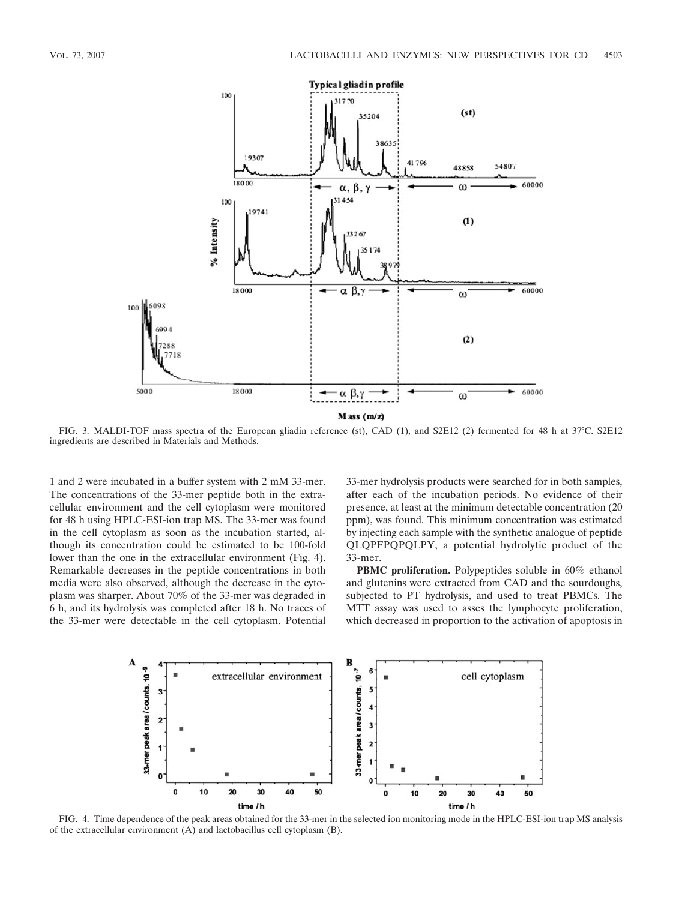FIG. 3. MALDI-TOF mass spectra of the European gliadin reference (st), CAD (1), and S2E12 (2) fermented for 48 h at 37°C. S2E12 ingredients are described in Materials and Methods.

1 and 2 were incubated in a buffer system with 2 mM 33-mer. The concentrations of the 33-mer peptide both in the extracellular environment and the cell cytoplasm were monitored for 48 h using HPLC-ESI-ion trap MS. The 33-mer was found in the cell cytoplasm as soon as the incubation started, although its concentration could be estimated to be 100-fold lower than the one in the extracellular environment (Fig. 4). Remarkable decreases in the peptide concentrations in both media were also observed, although the decrease in the cytoplasm was sharper. About 70% of the 33-mer was degraded in 6 h, and its hydrolysis was completed after 18 h. No traces of the 33-mer were detectable in the cell cytoplasm. Potential 33-mer hydrolysis products were searched for in both samples, after each of the incubation periods. No evidence of their presence, at least at the minimum detectable concentration (20 ppm), was found. This minimum concentration was estimated by injecting each sample with the synthetic analogue of peptide QLQPFPQPQLPY, a potential hydrolytic product of the 33-mer.

**PBMC proliferation.** Polypeptides soluble in 60% ethanol and glutenins were extracted from CAD and the sourdoughs, subjected to PT hydrolysis, and used to treat PBMCs. The MTT assay was used to asses the lymphocyte proliferation, which decreased in proportion to the activation of apoptosis in

FIG. 4. Time dependence of the peak areas obtained for the 33-mer in the selected ion monitoring mode in the HPLC-ESI-ion trap MS analysis of the extracellular environment (A) and lactobacillus cell cytoplasm (B).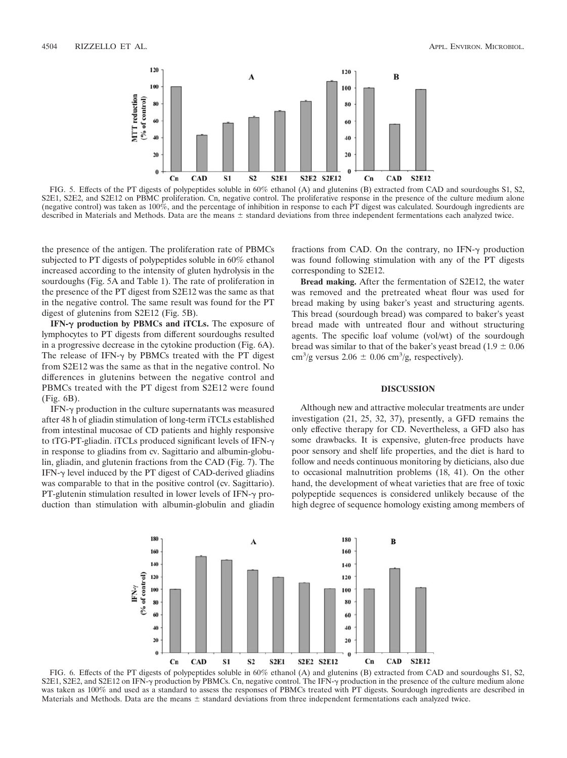FIG. 5. Effects of the PT digests of polypeptides soluble in 60% ethanol (A) and glutenins (B) extracted from CAD and sourdoughs S1, S2, S2E1, S2E2, and S2E12 on PBMC proliferation. Cn, negative control. The proliferative response in the presence of the culture medium alone (negative control) was taken as 100%, and the percentage of inhibition in response to each PT digest was calculated. Sourdough ingredients are described in Materials and Methods. Data are the means ± standard deviations from three independent fermentations each analyzed twice.

the presence of the antigen. The proliferation rate of PBMCs subjected to PT digests of polypeptides soluble in 60% ethanol increased according to the intensity of gluten hydrolysis in the sourdoughs (Fig. 5A and Table 1). The rate of proliferation in the presence of the PT digest from S2E12 was the same as that in the negative control. The same result was found for the PT digest of glutenins from S2E12 (Fig. 5B).

**IFN-γ production by PBMCs and iTCLs.** The exposure of lymphocytes to PT digests from different sourdoughs resulted in a progressive decrease in the cytokine production (Fig. 6A). The release of IFN-γ by PBMCs treated with the PT digest from S2E12 was the same as that in the negative control. No differences in glutenins between the negative control and PBMCs treated with the PT digest from S2E12 were found (Fig. 6B).

IFN-γ production in the culture supernatants was measured after 48 h of gliadin stimulation of long-term iTCLs established from intestinal mucosae of CD patients and highly responsive to tTG-PT-gliadin. iTCLs produced significant levels of IFN-γ in response to gliadins from cv. Sagittario and albumin-globulin, gliadin, and glutenin fractions from the CAD (Fig. 7). The IFN-γ level induced by the PT digest of CAD-derived gliadins was comparable to that in the positive control (cv. Sagittario). PT-glutenin stimulation resulted in lower levels of IFN-γ production than stimulation with albumin-globulin and gliadin fractions from CAD. On the contrary, no IFN-γ production was found following stimulation with any of the PT digests corresponding to S2E12.

**Bread making.** After the fermentation of S2E12, the water was removed and the pretreated wheat flour was used for bread making by using baker's yeast and structuring agents. This bread (sourdough bread) was compared to baker's yeast bread made with untreated flour and without structuring agents. The specific loaf volume (vol/wt) of the sourdough bread was similar to that of the baker's yeast bread (1.9 ± 0.06 $cm^3/g$ versus 2.06 ± 0.06 $cm^3/g$, respectively).

## DISCUSSION

Although new and attractive molecular treatments are under investigation (21, 25, 32, 37), presently, a GFD remains the only effective therapy for CD. Nevertheless, a GFD also has some drawbacks. It is expensive, gluten-free products have poor sensory and shelf life properties, and the diet is hard to follow and needs continuous monitoring by dieticians, also due to occasional malnutrition problems (18, 41). On the other hand, the development of wheat varieties that are free of toxic polypeptide sequences is considered unlikely because of the high degree of sequence homology existing among members of

FIG. 6. Effects of the PT digests of polypeptides soluble in 60% ethanol (A) and glutenins (B) extracted from CAD and sourdoughs S1, S2, S2E1, S2E2, and S2E12 on IFN-γ production by PBMCs. Cn, negative control. The IFN-γ production in the presence of the culture medium alone was taken as 100% and used as a standard to assess the responses of PBMCs treated with PT digests. Sourdough ingredients are described in Materials and Methods. Data are the means ± standard deviations from three independent fermentations each analyzed twice.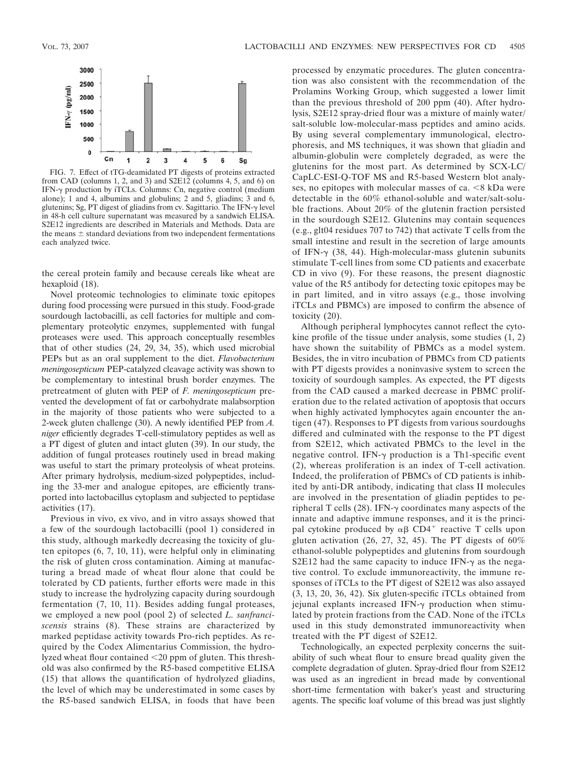FIG. 7. Effect of tTG-deamidated PT digests of proteins extracted from CAD (columns 1, 2, and 3) and S2E12 (columns 4, 5, and 6) on IFN-γ production by iTCLs. Columns: Cn, negative control (medium alone); 1 and 4, albumins and globulins; 2 and 5, gliadins; 3 and 6, glutenins; Sg, PT digest of gliadins from cv. Sagittario. The IFN-γ level in 48-h cell culture supernatant was measured by a sandwich ELISA. S2E12 ingredients are described in Materials and Methods. Data are the means ± standard deviations from two independent fermentations each analyzed twice.

the cereal protein family and because cereals like wheat are hexaploid (18).

Novel proteomic technologies to eliminate toxic epitopes during food processing were pursued in this study. Food-grade sourdough lactobacilli, as cell factories for multiple and complementary proteolytic enzymes, supplemented with fungal proteases were used. This approach conceptually resembles that of other studies (24, 29, 34, 35), which used microbial PEPs but as an oral supplement to the diet. *Flavobacterium meningosepticum* PEP-catalyzed cleavage activity was shown to be complementary to intestinal brush border enzymes. The pretreatment of gluten with PEP of *F. meningosepticum* prevented the development of fat or carbohydrate malabsorption in the majority of those patients who were subjected to a 2-week gluten challenge (30). A newly identified PEP from *A. niger* efficiently degrades T-cell-stimulatory peptides as well as a PT digest of gluten and intact gluten (39). In our study, the addition of fungal proteases routinely used in bread making was useful to start the primary proteolysis of wheat proteins. After primary hydrolysis, medium-sized polypeptides, including the 33-mer and analogue epitopes, are efficiently transported into lactobacillus cytoplasm and subjected to peptidase activities (17).

Previous in vivo, ex vivo, and in vitro assays showed that a few of the sourdough lactobacilli (pool 1) considered in this study, although markedly decreasing the toxicity of gluten epitopes (6, 7, 10, 11), were helpful only in eliminating the risk of gluten cross contamination. Aiming at manufacturing a bread made of wheat flour alone that could be tolerated by CD patients, further efforts were made in this study to increase the hydrolyzing capacity during sourdough fermentation (7, 10, 11). Besides adding fungal proteases, we employed a new pool (pool 2) of selected *L. sanfranciscensis* strains (8). These strains are characterized by marked peptidase activity towards Pro-rich peptides. As required by the Codex Alimentarius Commission, the hydrolyzed wheat flour contained <20 ppm of gluten. This threshold was also confirmed by the R5-based competitive ELISA (15) that allows the quantification of hydrolyzed gliadins, the level of which may be underestimated in some cases by the R5-based sandwich ELISA, in foods that have been processed by enzymatic procedures. The gluten concentration was also consistent with the recommendation of the Prolamins Working Group, which suggested a lower limit than the previous threshold of 200 ppm (40). After hydrolysis, S2E12 spray-dried flour was a mixture of mainly water/salt-soluble low-molecular-mass peptides and amino acids. By using several complementary immunological, electrophoresis, and MS techniques, it was shown that gliadin and albumin-globulin were completely degraded, as were the glutenins for the most part. As determined by SCX-LC/CapLC-ESI-Q-TOF MS and R5-based Western blot analyses, no epitopes with molecular masses of ca. <8 kDa were detectable in the 60% ethanol-soluble and water/salt-soluble fractions. About 20% of the glutenin fraction persisted in the sourdough S2E12. Glutenins may contain sequences (e.g., glt04 residues 707 to 742) that activate T cells from the small intestine and result in the secretion of large amounts of IFN-γ (38, 44). High-molecular-mass glutenin subunits stimulate T-cell lines from some CD patients and exacerbate CD in vivo (9). For these reasons, the present diagnostic value of the R5 antibody for detecting toxic epitopes may be in part limited, and in vitro assays (e.g., those involving iTCLs and PBMCs) are imposed to confirm the absence of toxicity (20).

Although peripheral lymphocytes cannot reflect the cytokine profile of the tissue under analysis, some studies (1, 2) have shown the suitability of PBMCs as a model system. Besides, the in vitro incubation of PBMCs from CD patients with PT digests provides a noninvasive system to screen the toxicity of sourdough samples. As expected, the PT digests from the CAD caused a marked decrease in PBMC proliferation due to the related activation of apoptosis that occurs when highly activated lymphocytes again encounter the antigen (47). Responses to PT digests from various sourdoughs differed and culminated with the response to the PT digest from S2E12, which activated PBMCs to the level in the negative control. IFN-γ production is a Th1-specific event (2), whereas proliferation is an index of T-cell activation. Indeed, the proliferation of PBMCs of CD patients is inhibited by anti-DR antibody, indicating that class II molecules are involved in the presentation of gliadin peptides to peripheral T cells (28). IFN-γ coordinates many aspects of the innate and adaptive immune responses, and it is the principal cytokine produced by αβ $CD4^+$ reactive T cells upon gluten activation (26, 27, 32, 45). The PT digests of 60% ethanol-soluble polypeptides and glutenins from sourdough S2E12 had the same capacity to induce IFN-γ as the negative control. To exclude immunoreactivity, the immune responses of iTCLs to the PT digest of S2E12 was also assayed (3, 13, 20, 36, 42). Six gluten-specific iTCLs obtained from jejunal explants increased IFN-γ production when stimulated by protein fractions from the CAD. None of the iTCLs used in this study demonstrated immunoreactivity when treated with the PT digest of S2E12.

Technologically, an expected perplexity concerns the suitability of such wheat flour to ensure bread quality given the complete degradation of gluten. Spray-dried flour from S2E12 was used as an ingredient in bread made by conventional short-time fermentation with baker's yeast and structuring agents. The specific loaf volume of this bread was just slightly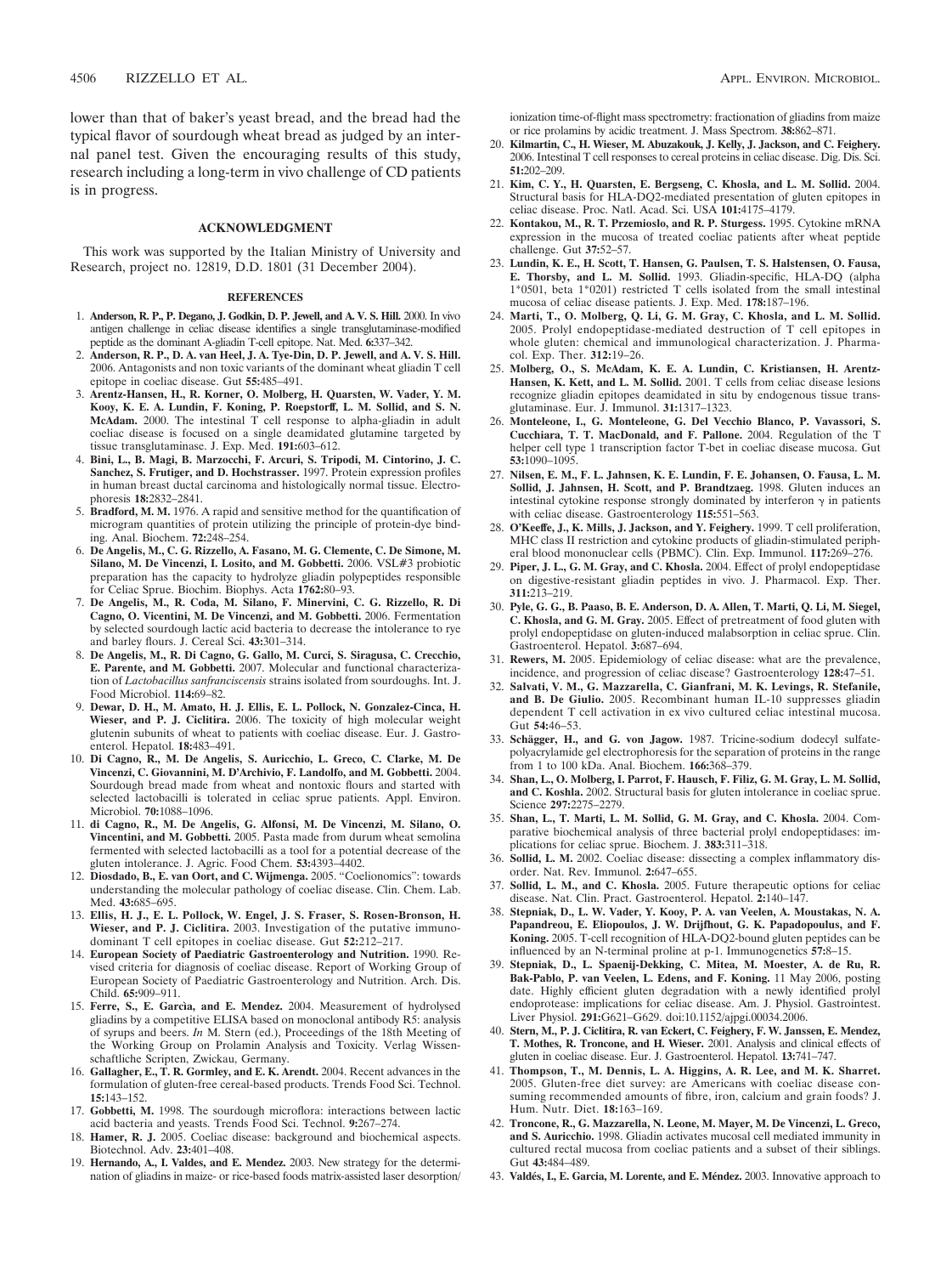lower than that of baker's yeast bread, and the bread had the typical flavor of sourdough wheat bread as judged by an internal panel test. Given the encouraging results of this study, research including a long-term in vivo challenge of CD patients is in progress.

## ACKNOWLEDGMENT

This work was supported by the Italian Ministry of University and Research, project no. 12819, D.D. 1801 (31 December 2004).

## REFERENCES

1. **Anderson, R. P., P. Degano, J. Godkin, D. P. Jewell, and A. V. S. Hill.** 2000. In vivo antigen challenge in celiac disease identifies a single transglutaminase-modified peptide as the dominant A-gliadin T-cell epitope. Nat. Med. **6:**337–342.
2. **Anderson, R. P., D. A. van Heel, J. A. Tye-Din, D. P. Jewell, and A. V. S. Hill.** 2006. Antagonists and non toxic variants of the dominant wheat gliadin T cell epitope in coeliac disease. Gut **55:**485–491.
3. **Arentz-Hansen, H., R. Korner, O. Molberg, H. Quarsten, W. Vader, Y. M. Kooy, K. E. A. Lundin, F. Koning, P. Roepstorff, L. M. Sollid, and S. N. McAdam.** 2000. The intestinal T cell response to alpha-gliadin in adult coeliac disease is focused on a single deamidated glutamine targeted by tissue transglutaminase. J. Exp. Med. **191:**603–612.
4. **Bini, L., B. Magi, B. Marzocchi, F. Arcuri, S. Tripodi, M. Cintorino, J. C. Sanchez, S. Frutiger, and D. Hochstrasser.** 1997. Protein expression profiles in human breast ductal carcinoma and histologically normal tissue. Electrophoresis **18:**2832–2841.
5. **Bradford, M. M.** 1976. A rapid and sensitive method for the quantification of microgram quantities of protein utilizing the principle of protein-dye binding. Anal. Biochem. **72:**248–254.
6. **De Angelis, M., C. G. Rizzello, A. Fasano, M. G. Clemente, C. De Simone, M. Silano, M. De Vincenzi, I. Losito, and M. Gobbetti.** 2006. VSL#3 probiotic preparation has the capacity to hydrolyze gliadin polypeptides responsible for Celiac Sprue. Biochim. Biophys. Acta **1762:**80–93.
7. **De Angelis, M., R. Coda, M. Silano, F. Minervini, C. G. Rizzello, R. Di Cagno, O. Vicentini, M. De Vincenzi, and M. Gobbetti.** 2006. Fermentation by selected sourdough lactic acid bacteria to decrease the intolerance to rye and barley flours. J. Cereal Sci. **43:**301–314.
8. **De Angelis, M., R. Di Cagno, G. Gallo, M. Curci, S. Siragusa, C. Crecchio, E. Parente, and M. Gobbetti.** 2007. Molecular and functional characterization of *Lactobacillus sanfranciscensis* strains isolated from sourdoughs. Int. J. Food Microbiol. **114:**69–82.
9. **Dewar, D. H., M. Amato, H. J. Ellis, E. L. Pollock, N. Gonzalez-Cinca, H. Wieser, and P. J. Ciclitira.** 2006. The toxicity of high molecular weight glutenin subunits of wheat to patients with coeliac disease. Eur. J. Gastroenterol. Hepatol. **18:**483–491.
10. **Di Cagno, R., M. De Angelis, S. Auricchio, L. Greco, C. Clarke, M. De Vincenzi, C. Giovannini, M. D'Archivio, F. Landolfo, and M. Gobbetti.** 2004. Sourdough bread made from wheat and nontoxic flours and started with selected lactobacilli is tolerated in celiac sprue patients. Appl. Environ. Microbiol. **70:**1088–1096.
11. **di Cagno, R., M. De Angelis, G. Alfonsi, M. De Vincenzi, M. Silano, O. Vincentini, and M. Gobbetti.** 2005. Pasta made from durum wheat semolina fermented with selected lactobacilli as a tool for a potential decrease of the gluten intolerance. J. Agric. Food Chem. **53:**4393–4402.
12. **Diosdado, B., E. van Oort, and C. Wijmenga.** 2005. "Coelionomics": towards understanding the molecular pathology of coeliac disease. Clin. Chem. Lab. Med. **43:**685–695.
13. **Ellis, H. J., E. L. Pollock, W. Engel, J. S. Fraser, S. Rosen-Bronson, H. Wieser, and P. J. Ciclitira.** 2003. Investigation of the putative immunodominant T cell epitopes in coeliac disease. Gut **52:**212–217.
14. **European Society of Paediatric Gastroenterology and Nutrition.** 1990. Revised criteria for diagnosis of coeliac disease. Report of Working Group of European Society of Paediatric Gastroenterology and Nutrition. Arch. Dis. Child. **65:**909–911.
15. **Ferre, S., E. Garcìa, and E. Mendez.** 2004. Measurement of hydrolysed gliadins by a competitive ELISA based on monoclonal antibody R5: analysis of syrups and beers. *In* M. Stern (ed.), Proceedings of the 18th Meeting of the Working Group on Prolamin Analysis and Toxicity. Verlag Wissenschaftliche Scripten, Zwickau, Germany.
16. **Gallagher, E., T. R. Gormley, and E. K. Arendt.** 2004. Recent advances in the formulation of gluten-free cereal-based products. Trends Food Sci. Technol. **15:**143–152.
17. **Gobbetti, M.** 1998. The sourdough microflora: interactions between lactic acid bacteria and yeasts. Trends Food Sci. Technol. **9:**267–274.
18. **Hamer, R. J.** 2005. Coeliac disease: background and biochemical aspects. Biotechnol. Adv. **23:**401–408.
19. **Hernando, A., I. Valdes, and E. Mendez.** 2003. New strategy for the determination of gliadins in maize- or rice-based foods matrix-assisted laser desorption/ionization time-of-flight mass spectrometry: fractionation of gliadins from maize or rice prolamins by acidic treatment. J. Mass Spectrom. **38:**862–871.
20. **Kilmartin, C., H. Wieser, M. Abuzakouk, J. Kelly, J. Jackson, and C. Feighery.** 2006. Intestinal T cell responses to cereal proteins in celiac disease. Dig. Dis. Sci. **51:**202–209.
21. **Kim, C. Y., H. Quarsten, E. Bergseng, C. Khosla, and L. M. Sollid.** 2004. Structural basis for HLA-DQ2-mediated presentation of gluten epitopes in celiac disease. Proc. Natl. Acad. Sci. USA **101:**4175–4179.
22. **Kontakou, M., R. T. Przemioslo, and R. P. Sturgess.** 1995. Cytokine mRNA expression in the mucosa of treated coeliac patients after wheat peptide challenge. Gut **37:**52–57.
23. **Lundin, K. E., H. Scott, T. Hansen, G. Paulsen, T. S. Halstensen, O. Fausa, E. Thorsby, and L. M. Sollid.** 1993. Gliadin-specific, HLA-DQ (alpha 1*0501, beta 1*0201) restricted T cells isolated from the small intestinal mucosa of celiac disease patients. J. Exp. Med. **178:**187–196.
24. **Marti, T., O. Molberg, Q. Li, G. M. Gray, C. Khosla, and L. M. Sollid.** 2005. Prolyl endopeptidase-mediated destruction of T cell epitopes in whole gluten: chemical and immunological characterization. J. Pharmacol. Exp. Ther. **312:**19–26.
25. **Molberg, O., S. McAdam, K. E. A. Lundin, C. Kristiansen, H. Arentz-Hansen, K. Kett, and L. M. Sollid.** 2001. T cells from celiac disease lesions recognize gliadin epitopes deamidated in situ by endogenous tissue transglutaminase. Eur. J. Immunol. **31:**1317–1323.
26. **Monteleone, I., G. Monteleone, G. Del Vecchio Blanco, P. Vavassori, S. Cucchiara, T. T. MacDonald, and F. Pallone.** 2004. Regulation of the T helper cell type 1 transcription factor T-bet in coeliac disease mucosa. Gut **53:**1090–1095.
27. **Nilsen, E. M., F. L. Jahnsen, K. E. Lundin, F. E. Johansen, O. Fausa, L. M. Sollid, J. Jahnsen, H. Scott, and P. Brandtzaeg.** 1998. Gluten induces an intestinal cytokine response strongly dominated by interferon $\gamma$ in patients with celiac disease. Gastroenterology **115:**551–563.
28. **O'Keeffe, J., K. Mills, J. Jackson, and Y. Feighery.** 1999. T cell proliferation, MHC class II restriction and cytokine products of gliadin-stimulated peripheral blood mononuclear cells (PBMC). Clin. Exp. Immunol. **117:**269–276.
29. **Piper, J. L., G. M. Gray, and C. Khosla.** 2004. Effect of prolyl endopeptidase on digestive-resistant gliadin peptides in vivo. J. Pharmacol. Exp. Ther. **311:**213–219.
30. **Pyle, G. G., B. Paaso, B. E. Anderson, D. A. Allen, T. Marti, Q. Li, M. Siegel, C. Khosla, and G. M. Gray.** 2005. Effect of pretreatment of food gluten with prolyl endopeptidase on gluten-induced malabsorption in celiac sprue. Clin. Gastroenterol. Hepatol. **3:**687–694.
31. **Rewers, M.** 2005. Epidemiology of celiac disease: what are the prevalence, incidence, and progression of celiac disease? Gastroenterology **128:**47–51.
32. **Salvati, V. M., G. Mazzarella, C. Gianfrani, M. K. Levings, R. Stefanile, and B. De Giulio.** 2005. Recombinant human IL-10 suppresses gliadin dependent T cell activation in ex vivo cultured celiac intestinal mucosa. Gut **54:**46–53.
33. **Schägger, H., and G. von Jagow.** 1987. Tricine-sodium dodecyl sulfate-polyacrylamide gel electrophoresis for the separation of proteins in the range from 1 to 100 kDa. Anal. Biochem. **166:**368–379.
34. **Shan, L., O. Molberg, I. Parrot, F. Hausch, F. Filiz, G. M. Gray, L. M. Sollid, and C. Koshla.** 2002. Structural basis for gluten intolerance in coeliac sprue. Science **297:**2275–2279.
35. **Shan, L., T. Marti, L. M. Sollid, G. M. Gray, and C. Khosla.** 2004. Comparative biochemical analysis of three bacterial prolyl endopeptidases: implications for celiac sprue. Biochem. J. **383:**311–318.
36. **Sollid, L. M.** 2002. Coeliac disease: dissecting a complex inflammatory disorder. Nat. Rev. Immunol. **2:**647–655.
37. **Sollid, L. M., and C. Khosla.** 2005. Future therapeutic options for celiac disease. Nat. Clin. Pract. Gastroenterol. Hepatol. **2:**140–147.
38. **Stepniak, D., L. W. Vader, Y. Kooy, P. A. van Veelen, A. Moustakas, N. A. Papandreou, E. Eliopoulos, J. W. Drijfhout, G. K. Papadopoulus, and F. Koning.** 2005. T-cell recognition of HLA-DQ2-bound gluten peptides can be influenced by an N-terminal proline at p-1. Immunogenetics **57:**8–15.
39. **Stepniak, D., L. Spaenij-Dekking, C. Mitea, M. Moester, A. de Ru, R. Bak-Pablo, P. van Veelen, L. Edens, and F. Koning.** 11 May 2006, posting date. Highly efficient gluten degradation with a newly identified prolyl endoprotease: implications for celiac disease. Am. J. Physiol. Gastrointest. Liver Physiol. **291:**G621–G629. doi:10.1152/ajpgi.00034.2006.
40. **Stern, M., P. J. Ciclitira, R. van Eckert, C. Feighery, F. W. Janssen, E. Mendez, T. Mothes, R. Troncone, and H. Wieser.** 2001. Analysis and clinical effects of gluten in coeliac disease. Eur. J. Gastroenterol. Hepatol. **13:**741–747.
41. **Thompson, T., M. Dennis, L. A. Higgins, A. R. Lee, and M. K. Sharret.** 2005. Gluten-free diet survey: are Americans with coeliac disease consuming recommended amounts of fibre, iron, calcium and grain foods? J. Hum. Nutr. Diet. **18:**163–169.
42. **Troncone, R., G. Mazzarella, N. Leone, M. Mayer, M. De Vincenzi, L. Greco, and S. Auricchio.** 1998. Gliadin activates mucosal cell mediated immunity in cultured rectal mucosa from coeliac patients and a subset of their siblings. Gut **43:**484–489.
43. **Valdés, I., E. Garcia, M. Lorente, and E. Méndez.** 2003. Innovative approach to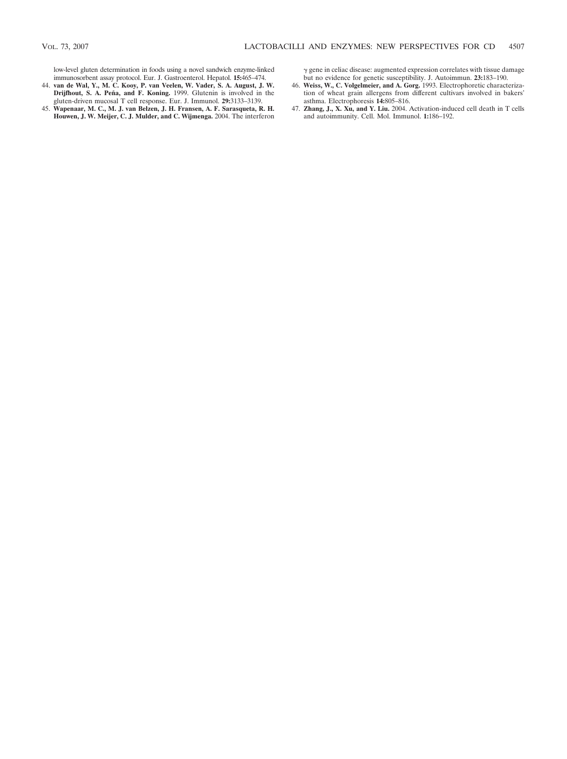low-level gluten determination in foods using a novel sandwich enzyme-linked immunosorbent assay protocol. Eur. J. Gastroenterol. Hepatol. **15:**465–474.

44. **van de Wal, Y., M. C. Kooy, P. van Veelen, W. Vader, S. A. August, J. W. Drijfhout, S. A. Peña, and F. Koning.** 1999. Glutenin is involved in the gluten-driven mucosal T cell response. Eur. J. Immunol. **29:**3133–3139.
45. **Wapenaar, M. C., M. J. van Belzen, J. H. Fransen, A. F. Sarasqueta, R. H. Houwen, J. W. Meijer, C. J. Mulder, and C. Wijmenga.** 2004. The interferon γ gene in celiac disease: augmented expression correlates with tissue damage but no evidence for genetic susceptibility. J. Autoimmun. **23:**183–190.
46. **Weiss, W., C. Volgelmeier, and A. Gorg.** 1993. Electrophoretic characterization of wheat grain allergens from different cultivars involved in bakers' asthma. Electrophoresis **14:**805–816.
47. **Zhang, J., X. Xu, and Y. Liu.** 2004. Activation-induced cell death in T cells and autoimmunity. Cell. Mol. Immunol. **1:**186–192.